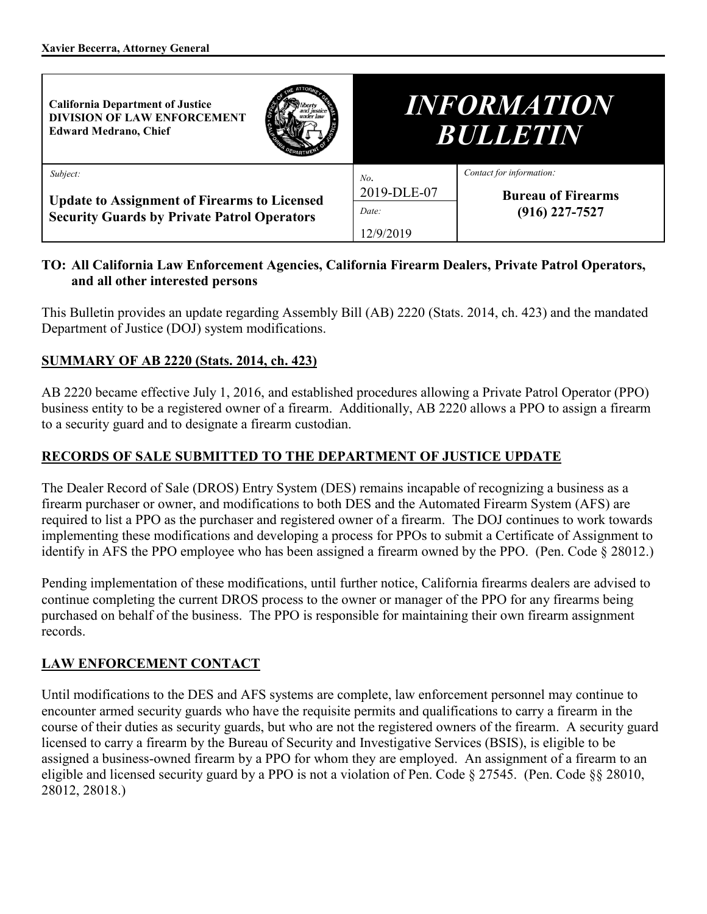**Xavier Becerra, Attorney General**

| | | |
|---|---|---|
| **California Department of Justice**<br>**DIVISION OF LAW ENFORCEMENT**<br>**Edward Medrano, Chief** | ***INFORMATION BULLETIN*** | |
| *Subject:*<br>**Update to Assignment of Firearms to Licensed Security Guards by Private Patrol Operators** | *No.* 2019-DLE-07<br>*Date:* 12/9/2019 | *Contact for information:*<br>**Bureau of Firearms (916) 227-7527** |

**TO: All California Law Enforcement Agencies, California Firearm Dealers, Private Patrol Operators, and all other interested persons**

This Bulletin provides an update regarding Assembly Bill (AB) 2220 (Stats. 2014, ch. 423) and the mandated Department of Justice (DOJ) system modifications.

## SUMMARY OF AB 2220 (Stats. 2014, ch. 423)

AB 2220 became effective July 1, 2016, and established procedures allowing a Private Patrol Operator (PPO) business entity to be a registered owner of a firearm. Additionally, AB 2220 allows a PPO to assign a firearm to a security guard and to designate a firearm custodian.

## RECORDS OF SALE SUBMITTED TO THE DEPARTMENT OF JUSTICE UPDATE

The Dealer Record of Sale (DROS) Entry System (DES) remains incapable of recognizing a business as a firearm purchaser or owner, and modifications to both DES and the Automated Firearm System (AFS) are required to list a PPO as the purchaser and registered owner of a firearm. The DOJ continues to work towards implementing these modifications and developing a process for PPOs to submit a Certificate of Assignment to identify in AFS the PPO employee who has been assigned a firearm owned by the PPO. (Pen. Code § 28012.)

Pending implementation of these modifications, until further notice, California firearms dealers are advised to continue completing the current DROS process to the owner or manager of the PPO for any firearms being purchased on behalf of the business. The PPO is responsible for maintaining their own firearm assignment records.

## LAW ENFORCEMENT CONTACT

Until modifications to the DES and AFS systems are complete, law enforcement personnel may continue to encounter armed security guards who have the requisite permits and qualifications to carry a firearm in the course of their duties as security guards, but who are not the registered owners of the firearm. A security guard licensed to carry a firearm by the Bureau of Security and Investigative Services (BSIS), is eligible to be assigned a business-owned firearm by a PPO for whom they are employed. An assignment of a firearm to an eligible and licensed security guard by a PPO is not a violation of Pen. Code § 27545. (Pen. Code §§ 28010, 28012, 28018.)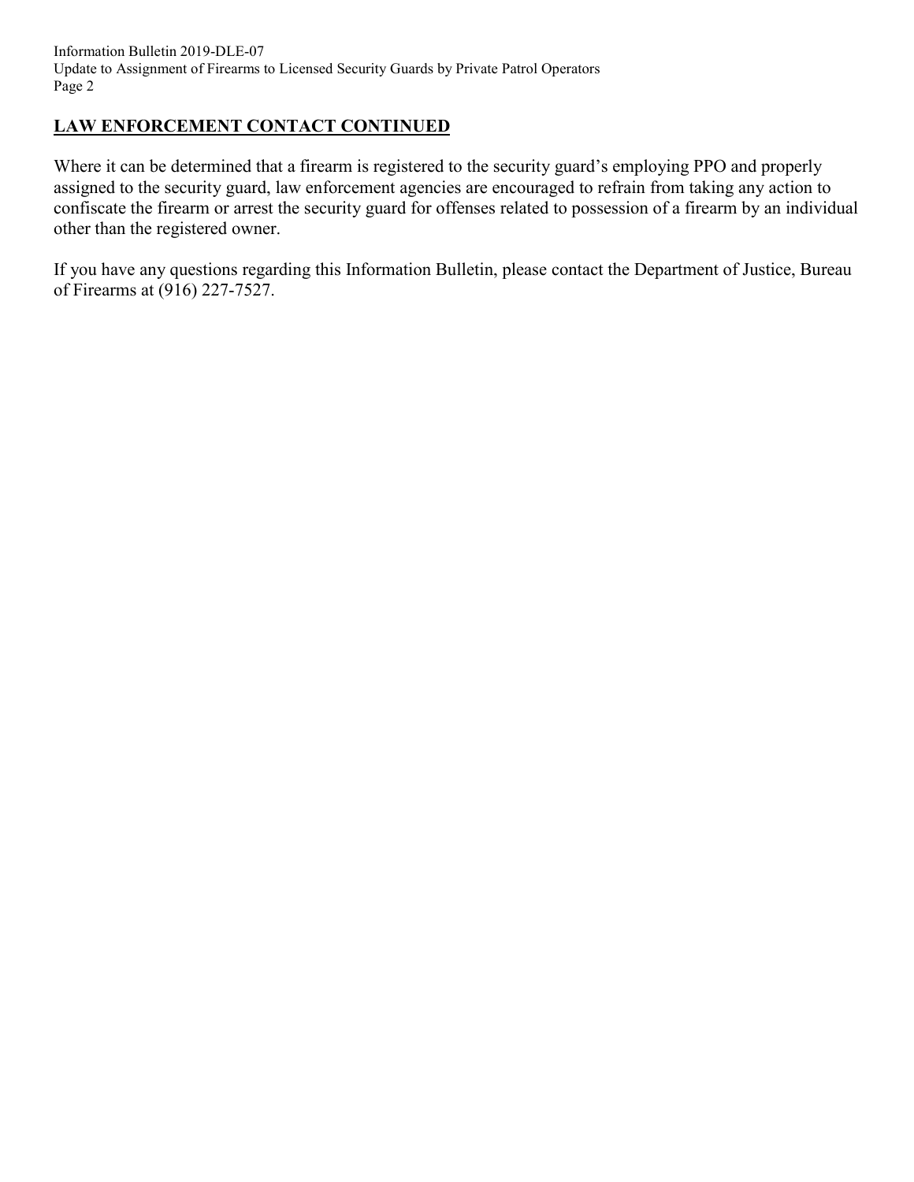## **LAW ENFORCEMENT CONTACT CONTINUED**

Where it can be determined that a firearm is registered to the security guard's employing PPO and properly assigned to the security guard, law enforcement agencies are encouraged to refrain from taking any action to confiscate the firearm or arrest the security guard for offenses related to possession of a firearm by an individual other than the registered owner.

If you have any questions regarding this Information Bulletin, please contact the Department of Justice, Bureau of Firearms at (916) 227-7527.